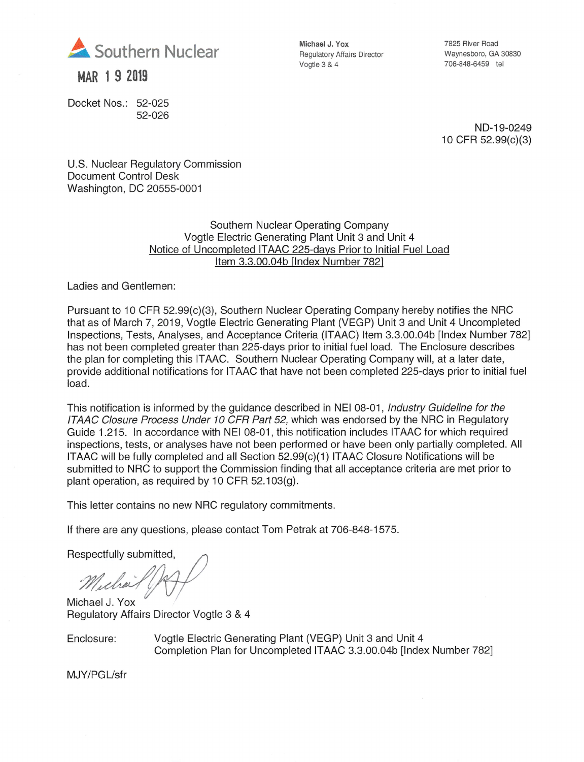Southern Nuclear

MAR 1 9 2019

Michael J. Yox
Regulatory Affairs Director
Vogtle 3 & 4

7825 River Road
Waynesboro, GA 30830
706-848-6459 tel

Docket Nos.: 52-025
52-026

ND-19-0249
10 CFR 52.99(c)(3)

U.S. Nuclear Regulatory Commission
Document Control Desk
Washington, DC 20555-0001

Southern Nuclear Operating Company
Vogtle Electric Generating Plant Unit 3 and Unit 4
Notice of Uncompleted ITAAC 225-days Prior to Initial Fuel Load
Item 3.3.00.04b [Index Number 782]

Ladies and Gentlemen:

Pursuant to 10 CFR 52.99(c)(3), Southern Nuclear Operating Company hereby notifies the NRC that as of March 7, 2019, Vogtle Electric Generating Plant (VEGP) Unit 3 and Unit 4 Uncompleted Inspections, Tests, Analyses, and Acceptance Criteria (ITAAC) Item 3.3.00.04b [Index Number 782] has not been completed greater than 225-days prior to initial fuel load. The Enclosure describes the plan for completing this ITAAC. Southern Nuclear Operating Company will, at a later date, provide additional notifications for ITAAC that have not been completed 225-days prior to initial fuel load.

This notification is informed by the guidance described in NEI 08-01, *Industry Guideline for the ITAAC Closure Process Under 10 CFR Part 52,* which was endorsed by the NRC in Regulatory Guide 1.215. In accordance with NEI 08-01, this notification includes ITAAC for which required inspections, tests, or analyses have not been performed or have been only partially completed. All ITAAC will be fully completed and all Section 52.99(c)(1) ITAAC Closure Notifications will be submitted to NRC to support the Commission finding that all acceptance criteria are met prior to plant operation, as required by 10 CFR 52.103(g).

This letter contains no new NRC regulatory commitments.

If there are any questions, please contact Tom Petrak at 706-848-1575.

Respectfully submitted,

Michael J. Yox
Regulatory Affairs Director Vogtle 3 & 4

Enclosure: Vogtle Electric Generating Plant (VEGP) Unit 3 and Unit 4
Completion Plan for Uncompleted ITAAC 3.3.00.04b [Index Number 782]

MJY/PGL/sfr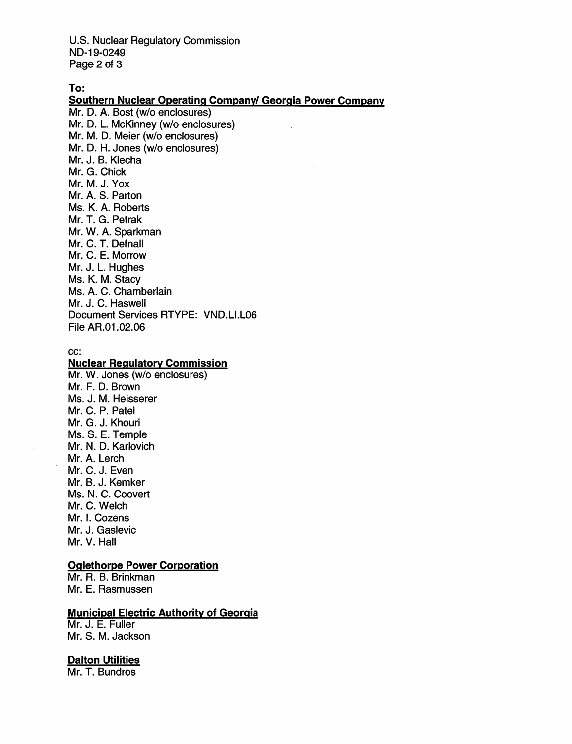**To:**

**Southern Nuclear Operating Company/ Georgia Power Company**

Mr. D. A. Bost (w/o enclosures)
Mr. D. L. McKinney (w/o enclosures)
Mr. M. D. Meier (w/o enclosures)
Mr. D. H. Jones (w/o enclosures)
Mr. J. B. Klecha
Mr. G. Chick
Mr. M. J. Yox
Mr. A. S. Parton
Ms. K. A. Roberts
Mr. T. G. Petrak
Mr. W. A. Sparkman
Mr. C. T. Defnall
Mr. C. E. Morrow
Mr. J. L. Hughes
Ms. K. M. Stacy
Ms. A. C. Chamberlain
Mr. J. C. Haswell
Document Services RTYPE: VND.LI.L06
File AR.01.02.06

cc:

**Nuclear Regulatory Commission**

Mr. W. Jones (w/o enclosures)
Mr. F. D. Brown
Ms. J. M. Heisserer
Mr. C. P. Patel
Mr. G. J. Khouri
Ms. S. E. Temple
Mr. N. D. Karlovich
Mr. A. Lerch
Mr. C. J. Even
Mr. B. J. Kemker
Ms. N. C. Coovert
Mr. C. Welch
Mr. I. Cozens
Mr. J. Gaslevic
Mr. V. Hall

**Oglethorpe Power Corporation**

Mr. R. B. Brinkman
Mr. E. Rasmussen

**Municipal Electric Authority of Georgia**

Mr. J. E. Fuller
Mr. S. M. Jackson

**Dalton Utilities**

Mr. T. Bundros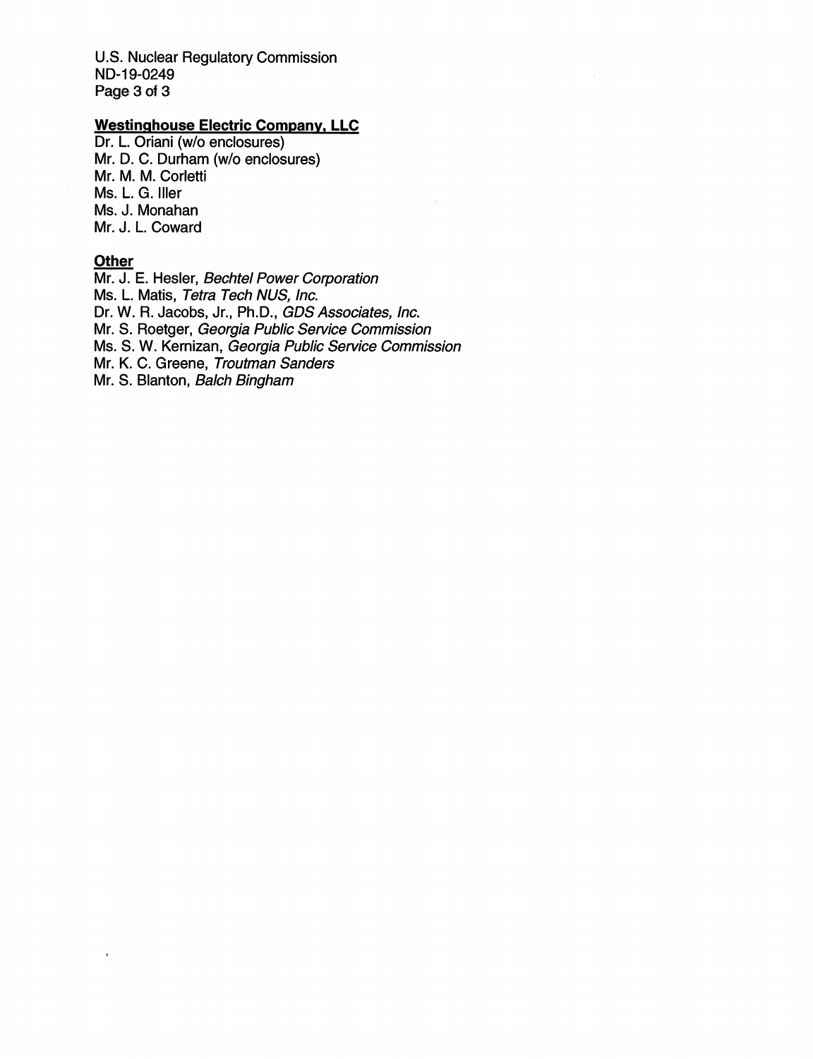**Westinghouse Electric Company, LLC**

Dr. L. Oriani (w/o enclosures)
Mr. D. C. Durham (w/o enclosures)
Mr. M. M. Corletti
Ms. L. G. Iller
Ms. J. Monahan
Mr. J. L. Coward

**Other**

Mr. J. E. Hesler, *Bechtel Power Corporation*
Ms. L. Matis, *Tetra Tech NUS, Inc.*
Dr. W. R. Jacobs, Jr., Ph.D., *GDS Associates, Inc.*
Mr. S. Roetger, *Georgia Public Service Commission*
Ms. S. W. Kernizan, *Georgia Public Service Commission*
Mr. K. C. Greene, *Troutman Sanders*
Mr. S. Blanton, *Balch Bingham*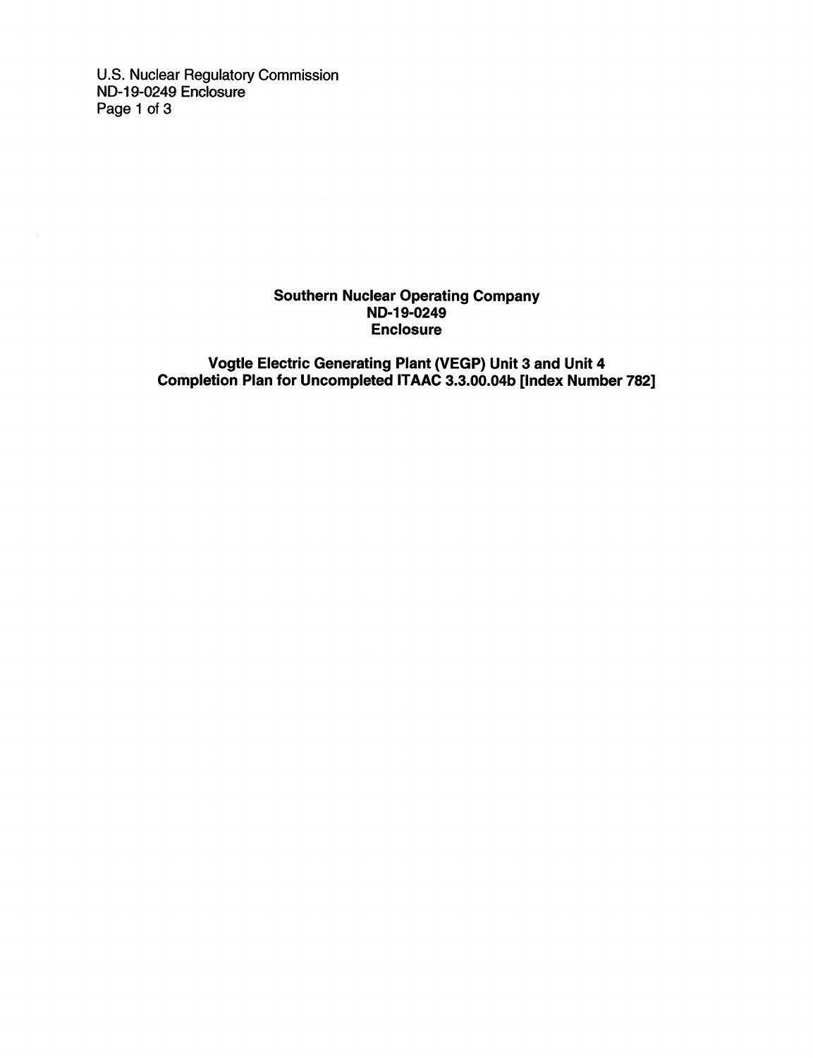**Southern Nuclear Operating Company**
**ND-19-0249**
**Enclosure**

**Vogtle Electric Generating Plant (VEGP) Unit 3 and Unit 4**
**Completion Plan for Uncompleted ITAAC 3.3.00.04b [Index Number 782]**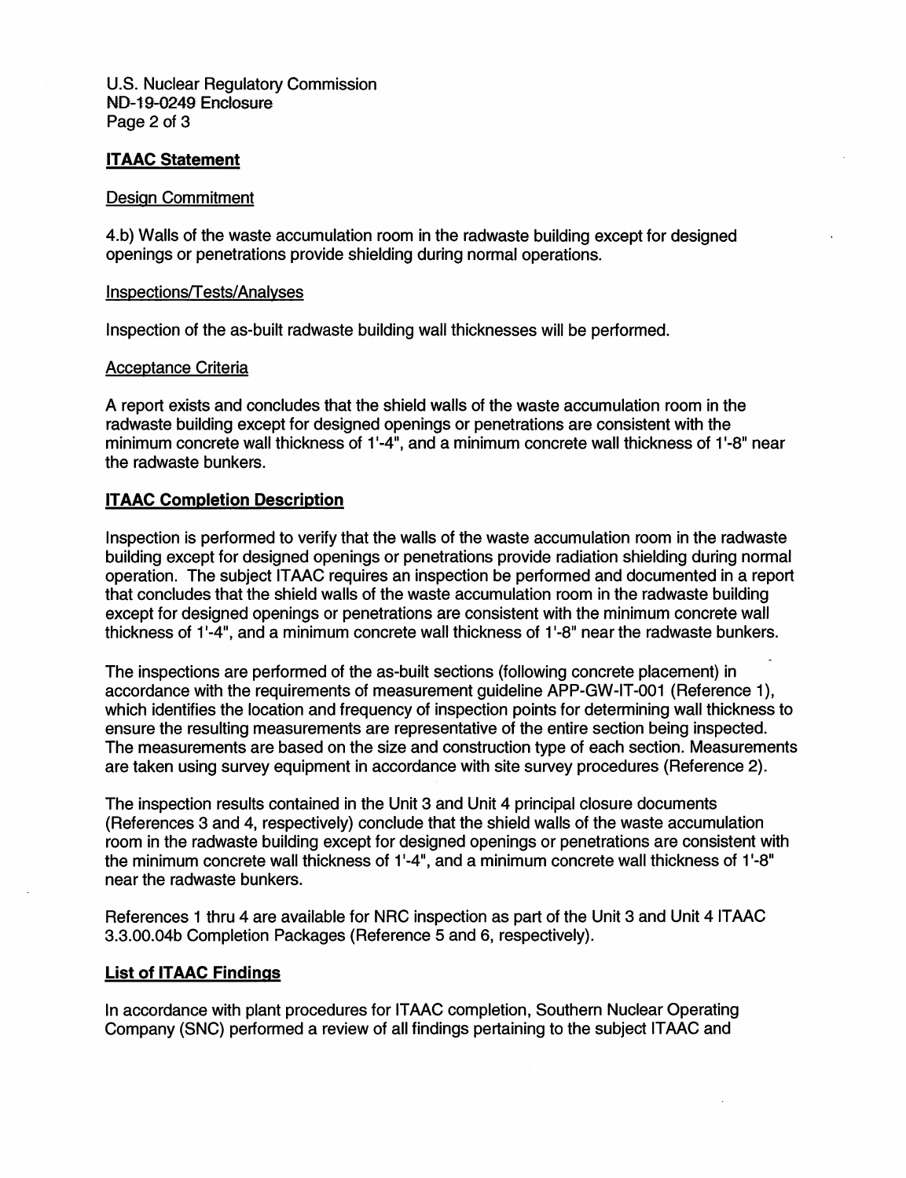## ITAAC Statement

### Design Commitment

4.b) Walls of the waste accumulation room in the radwaste building except for designed openings or penetrations provide shielding during normal operations.

### Inspections/Tests/Analyses

Inspection of the as-built radwaste building wall thicknesses will be performed.

### Acceptance Criteria

A report exists and concludes that the shield walls of the waste accumulation room in the radwaste building except for designed openings or penetrations are consistent with the minimum concrete wall thickness of 1'-4", and a minimum concrete wall thickness of 1'-8" near the radwaste bunkers.

## ITAAC Completion Description

Inspection is performed to verify that the walls of the waste accumulation room in the radwaste building except for designed openings or penetrations provide radiation shielding during normal operation. The subject ITAAC requires an inspection be performed and documented in a report that concludes that the shield walls of the waste accumulation room in the radwaste building except for designed openings or penetrations are consistent with the minimum concrete wall thickness of 1'-4", and a minimum concrete wall thickness of 1'-8" near the radwaste bunkers.

The inspections are performed of the as-built sections (following concrete placement) in accordance with the requirements of measurement guideline APP-GW-IT-001 (Reference 1), which identifies the location and frequency of inspection points for determining wall thickness to ensure the resulting measurements are representative of the entire section being inspected. The measurements are based on the size and construction type of each section. Measurements are taken using survey equipment in accordance with site survey procedures (Reference 2).

The inspection results contained in the Unit 3 and Unit 4 principal closure documents (References 3 and 4, respectively) conclude that the shield walls of the waste accumulation room in the radwaste building except for designed openings or penetrations are consistent with the minimum concrete wall thickness of 1'-4", and a minimum concrete wall thickness of 1'-8" near the radwaste bunkers.

References 1 thru 4 are available for NRC inspection as part of the Unit 3 and Unit 4 ITAAC 3.3.00.04b Completion Packages (Reference 5 and 6, respectively).

## List of ITAAC Findings

In accordance with plant procedures for ITAAC completion, Southern Nuclear Operating Company (SNC) performed a review of all findings pertaining to the subject ITAAC and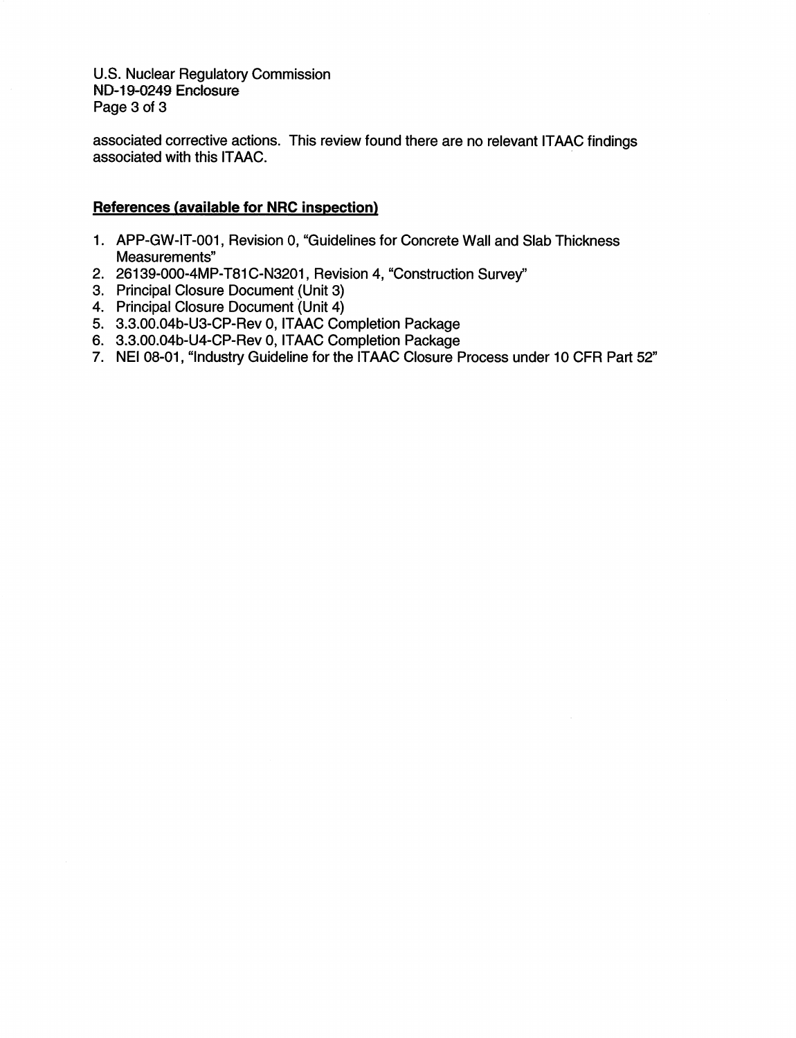associated corrective actions. This review found there are no relevant ITAAC findings associated with this ITAAC.

**References (available for NRC inspection)**

1. APP-GW-IT-001, Revision 0, “Guidelines for Concrete Wall and Slab Thickness Measurements”
2. 26139-000-4MP-T81C-N3201, Revision 4, “Construction Survey”
3. Principal Closure Document (Unit 3)
4. Principal Closure Document (Unit 4)
5. 3.3.00.04b-U3-CP-Rev 0, ITAAC Completion Package
6. 3.3.00.04b-U4-CP-Rev 0, ITAAC Completion Package
7. NEI 08-01, “Industry Guideline for the ITAAC Closure Process under 10 CFR Part 52”